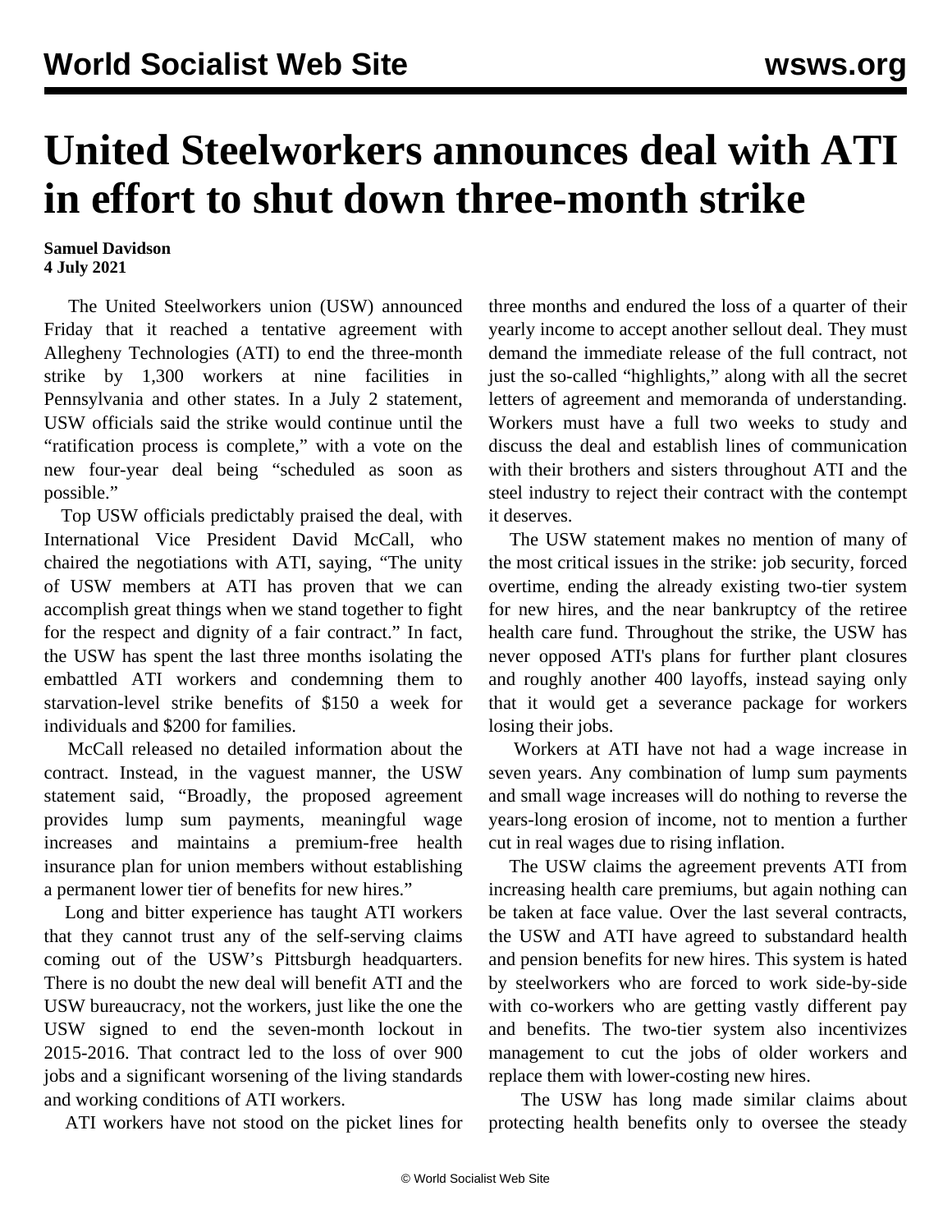# United Steelworkers announces deal with ATI in effort to shut down three-month strike

**Samuel Davidson**
**4 July 2021**

The United Steelworkers union (USW) announced Friday that it reached a tentative agreement with Allegheny Technologies (ATI) to end the three-month strike by 1,300 workers at nine facilities in Pennsylvania and other states. In a July 2 statement, USW officials said the strike would continue until the "ratification process is complete," with a vote on the new four-year deal being "scheduled as soon as possible."

Top USW officials predictably praised the deal, with International Vice President David McCall, who chaired the negotiations with ATI, saying, "The unity of USW members at ATI has proven that we can accomplish great things when we stand together to fight for the respect and dignity of a fair contract." In fact, the USW has spent the last three months isolating the embattled ATI workers and condemning them to starvation-level strike benefits of $150 a week for individuals and $200 for families.

McCall released no detailed information about the contract. Instead, in the vaguest manner, the USW statement said, "Broadly, the proposed agreement provides lump sum payments, meaningful wage increases and maintains a premium-free health insurance plan for union members without establishing a permanent lower tier of benefits for new hires."

Long and bitter experience has taught ATI workers that they cannot trust any of the self-serving claims coming out of the USW's Pittsburgh headquarters. There is no doubt the new deal will benefit ATI and the USW bureaucracy, not the workers, just like the one the USW signed to end the seven-month lockout in 2015-2016. That contract led to the loss of over 900 jobs and a significant worsening of the living standards and working conditions of ATI workers.

ATI workers have not stood on the picket lines for three months and endured the loss of a quarter of their yearly income to accept another sellout deal. They must demand the immediate release of the full contract, not just the so-called "highlights," along with all the secret letters of agreement and memoranda of understanding. Workers must have a full two weeks to study and discuss the deal and establish lines of communication with their brothers and sisters throughout ATI and the steel industry to reject their contract with the contempt it deserves.

The USW statement makes no mention of many of the most critical issues in the strike: job security, forced overtime, ending the already existing two-tier system for new hires, and the near bankruptcy of the retiree health care fund. Throughout the strike, the USW has never opposed ATI's plans for further plant closures and roughly another 400 layoffs, instead saying only that it would get a severance package for workers losing their jobs.

Workers at ATI have not had a wage increase in seven years. Any combination of lump sum payments and small wage increases will do nothing to reverse the years-long erosion of income, not to mention a further cut in real wages due to rising inflation.

The USW claims the agreement prevents ATI from increasing health care premiums, but again nothing can be taken at face value. Over the last several contracts, the USW and ATI have agreed to substandard health and pension benefits for new hires. This system is hated by steelworkers who are forced to work side-by-side with co-workers who are getting vastly different pay and benefits. The two-tier system also incentivizes management to cut the jobs of older workers and replace them with lower-costing new hires.

The USW has long made similar claims about protecting health benefits only to oversee the steady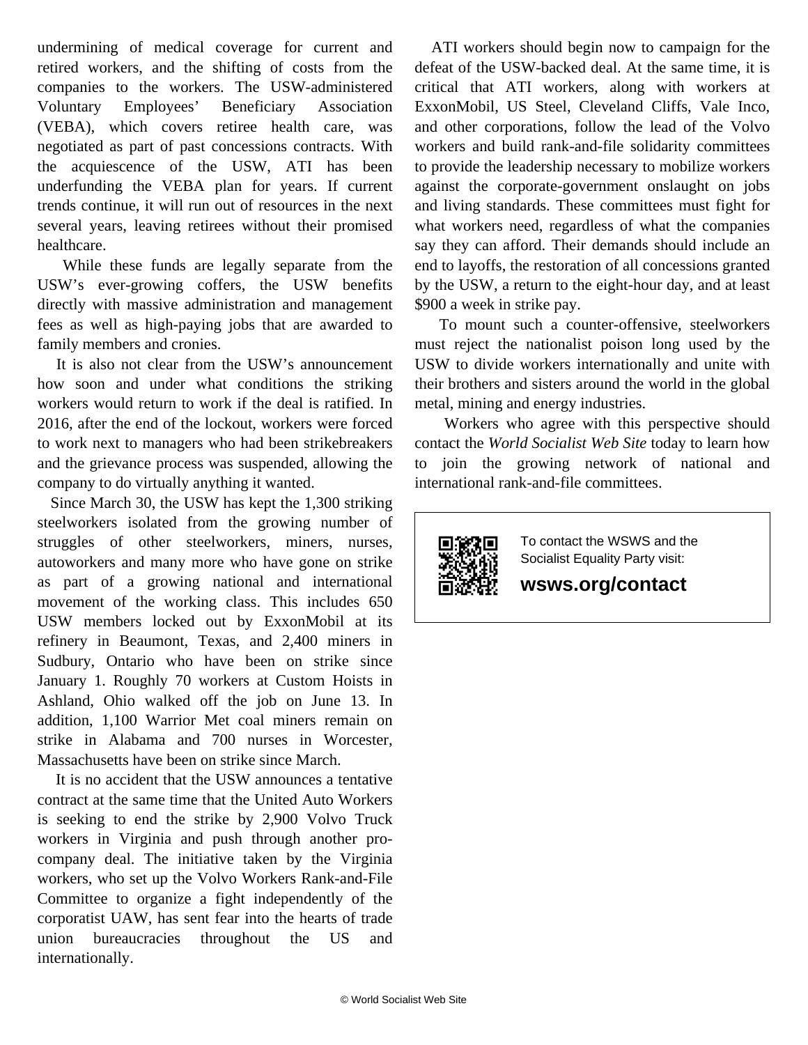undermining of medical coverage for current and retired workers, and the shifting of costs from the companies to the workers. The USW-administered Voluntary Employees' Beneficiary Association (VEBA), which covers retiree health care, was negotiated as part of past concessions contracts. With the acquiescence of the USW, ATI has been underfunding the VEBA plan for years. If current trends continue, it will run out of resources in the next several years, leaving retirees without their promised healthcare.

While these funds are legally separate from the USW's ever-growing coffers, the USW benefits directly with massive administration and management fees as well as high-paying jobs that are awarded to family members and cronies.

It is also not clear from the USW's announcement how soon and under what conditions the striking workers would return to work if the deal is ratified. In 2016, after the end of the lockout, workers were forced to work next to managers who had been strikebreakers and the grievance process was suspended, allowing the company to do virtually anything it wanted.

Since March 30, the USW has kept the 1,300 striking steelworkers isolated from the growing number of struggles of other steelworkers, miners, nurses, autoworkers and many more who have gone on strike as part of a growing national and international movement of the working class. This includes 650 USW members locked out by ExxonMobil at its refinery in Beaumont, Texas, and 2,400 miners in Sudbury, Ontario who have been on strike since January 1. Roughly 70 workers at Custom Hoists in Ashland, Ohio walked off the job on June 13. In addition, 1,100 Warrior Met coal miners remain on strike in Alabama and 700 nurses in Worcester, Massachusetts have been on strike since March.

It is no accident that the USW announces a tentative contract at the same time that the United Auto Workers is seeking to end the strike by 2,900 Volvo Truck workers in Virginia and push through another pro-company deal. The initiative taken by the Virginia workers, who set up the Volvo Workers Rank-and-File Committee to organize a fight independently of the corporatist UAW, has sent fear into the hearts of trade union bureaucracies throughout the US and internationally.

ATI workers should begin now to campaign for the defeat of the USW-backed deal. At the same time, it is critical that ATI workers, along with workers at ExxonMobil, US Steel, Cleveland Cliffs, Vale Inco, and other corporations, follow the lead of the Volvo workers and build rank-and-file solidarity committees to provide the leadership necessary to mobilize workers against the corporate-government onslaught on jobs and living standards. These committees must fight for what workers need, regardless of what the companies say they can afford. Their demands should include an end to layoffs, the restoration of all concessions granted by the USW, a return to the eight-hour day, and at least $900 a week in strike pay.

To mount such a counter-offensive, steelworkers must reject the nationalist poison long used by the USW to divide workers internationally and unite with their brothers and sisters around the world in the global metal, mining and energy industries.

Workers who agree with this perspective should contact the *World Socialist Web Site* today to learn how to join the growing network of national and international rank-and-file committees.

To contact the WSWS and the Socialist Equality Party visit:

**wsws.org/contact**